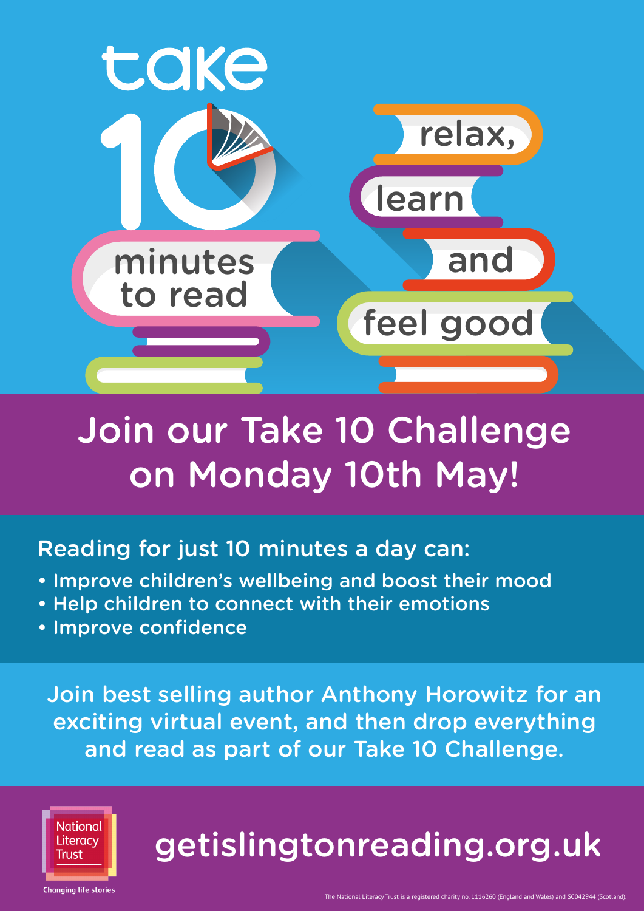# take 10 minutes to read

relax, learn and feel good

## Join our Take 10 Challenge on Monday 10th May!

Reading for just 10 minutes a day can:

- Improve children's wellbeing and boost their mood
- Help children to connect with their emotions
- Improve confidence

Join best selling author Anthony Horowitz for an exciting virtual event, and then drop everything and read as part of our Take 10 Challenge.

National Literacy Trust

Changing life stories

getislingtonreading.org.uk

The National Literacy Trust is a registered charity no. 1116260 (England and Wales) and SC042944 (Scotland).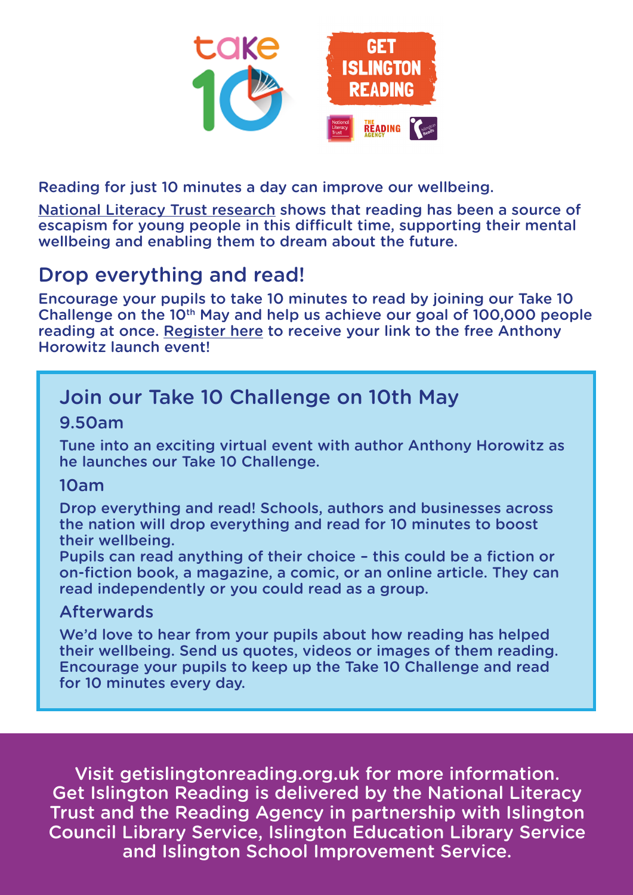take 10

GET ISLINGTON READING

Reading for just 10 minutes a day can improve our wellbeing.

National Literacy Trust research shows that reading has been a source of escapism for young people in this difficult time, supporting their mental wellbeing and enabling them to dream about the future.

## Drop everything and read!

Encourage your pupils to take 10 minutes to read by joining our Take 10 Challenge on the 10th May and help us achieve our goal of 100,000 people reading at once. Register here to receive your link to the free Anthony Horowitz launch event!

### Join our Take 10 Challenge on 10th May

#### 9.50am

Tune into an exciting virtual event with author Anthony Horowitz as he launches our Take 10 Challenge.

#### 10am

Drop everything and read! Schools, authors and businesses across the nation will drop everything and read for 10 minutes to boost their wellbeing.
Pupils can read anything of their choice – this could be a fiction or on-fiction book, a magazine, a comic, or an online article. They can read independently or you could read as a group.

#### Afterwards

We'd love to hear from your pupils about how reading has helped their wellbeing. Send us quotes, videos or images of them reading. Encourage your pupils to keep up the Take 10 Challenge and read for 10 minutes every day.

Visit getislingtonreading.org.uk for more information. Get Islington Reading is delivered by the National Literacy Trust and the Reading Agency in partnership with Islington Council Library Service, Islington Education Library Service and Islington School Improvement Service.